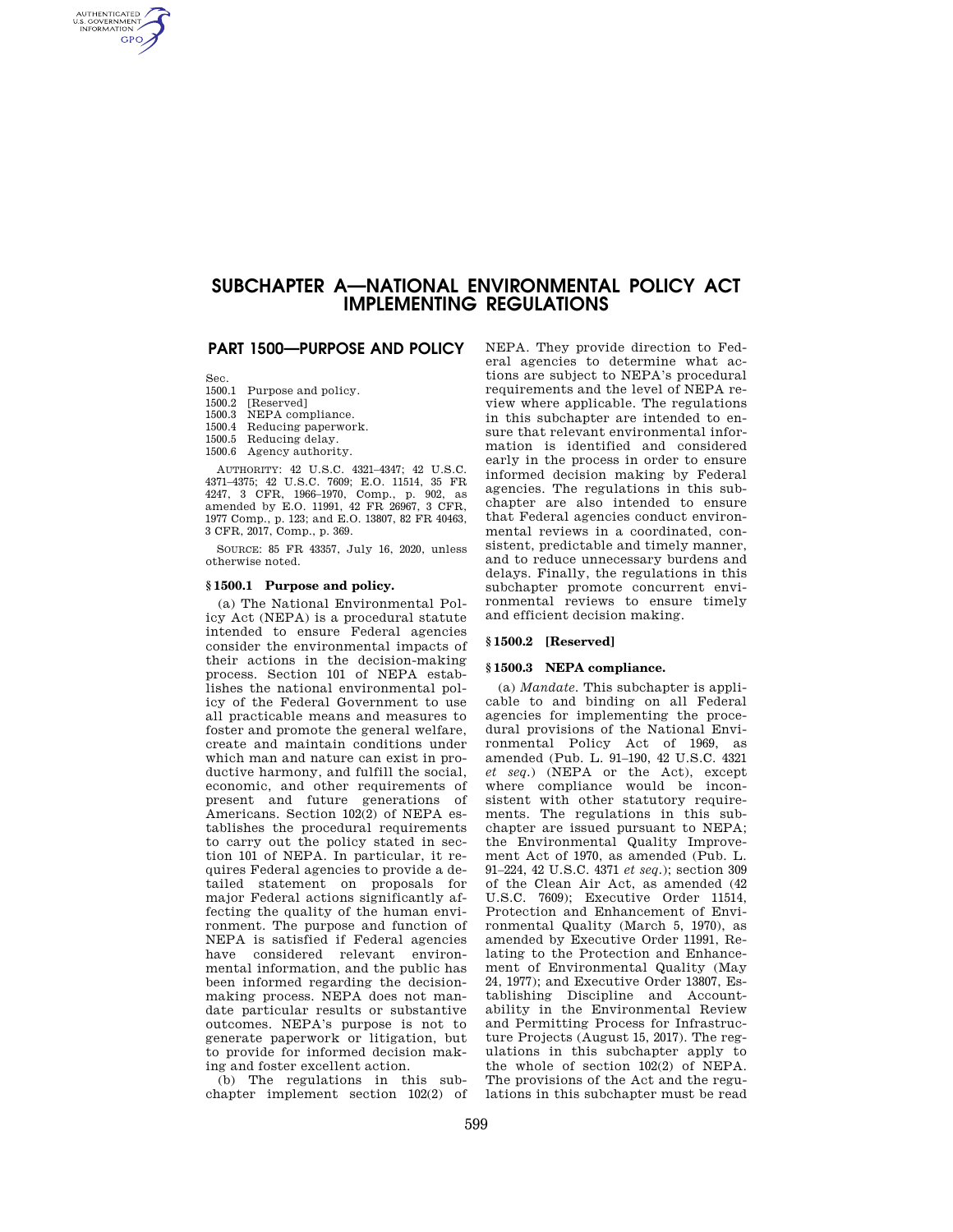# SUBCHAPTER A—NATIONAL ENVIRONMENTAL POLICY ACT IMPLEMENTING REGULATIONS

## PART 1500—PURPOSE AND POLICY

Sec.
1500.1 Purpose and policy.
1500.2 [Reserved]
1500.3 NEPA compliance.
1500.4 Reducing paperwork.
1500.5 Reducing delay.
1500.6 Agency authority.

AUTHORITY: 42 U.S.C. 4321–4347; 42 U.S.C. 4371–4375; 42 U.S.C. 7609; E.O. 11514, 35 FR 4247, 3 CFR, 1966–1970, Comp., p. 902, as amended by E.O. 11991, 42 FR 26967, 3 CFR, 1977 Comp., p. 123; and E.O. 13807, 82 FR 40463, 3 CFR, 2017, Comp., p. 369.

SOURCE: 85 FR 43357, July 16, 2020, unless otherwise noted.

### § 1500.1 Purpose and policy.

(a) The National Environmental Policy Act (NEPA) is a procedural statute intended to ensure Federal agencies consider the environmental impacts of their actions in the decision-making process. Section 101 of NEPA establishes the national environmental policy of the Federal Government to use all practicable means and measures to foster and promote the general welfare, create and maintain conditions under which man and nature can exist in productive harmony, and fulfill the social, economic, and other requirements of present and future generations of Americans. Section 102(2) of NEPA establishes the procedural requirements to carry out the policy stated in section 101 of NEPA. In particular, it requires Federal agencies to provide a detailed statement on proposals for major Federal actions significantly affecting the quality of the human environment. The purpose and function of NEPA is satisfied if Federal agencies have considered relevant environmental information, and the public has been informed regarding the decision-making process. NEPA does not mandate particular results or substantive outcomes. NEPA's purpose is not to generate paperwork or litigation, but to provide for informed decision making and foster excellent action.

(b) The regulations in this subchapter implement section 102(2) of NEPA. They provide direction to Federal agencies to determine what actions are subject to NEPA's procedural requirements and the level of NEPA review where applicable. The regulations in this subchapter are intended to ensure that relevant environmental information is identified and considered early in the process in order to ensure informed decision making by Federal agencies. The regulations in this subchapter are also intended to ensure that Federal agencies conduct environmental reviews in a coordinated, consistent, predictable and timely manner, and to reduce unnecessary burdens and delays. Finally, the regulations in this subchapter promote concurrent environmental reviews to ensure timely and efficient decision making.

### § 1500.2 [Reserved]

### § 1500.3 NEPA compliance.

(a) *Mandate.* This subchapter is applicable to and binding on all Federal agencies for implementing the procedural provisions of the National Environmental Policy Act of 1969, as amended (Pub. L. 91–190, 42 U.S.C. 4321 *et seq.*) (NEPA or the Act), except where compliance would be inconsistent with other statutory requirements. The regulations in this subchapter are issued pursuant to NEPA; the Environmental Quality Improvement Act of 1970, as amended (Pub. L. 91–224, 42 U.S.C. 4371 *et seq.*); section 309 of the Clean Air Act, as amended (42 U.S.C. 7609); Executive Order 11514, Protection and Enhancement of Environmental Quality (March 5, 1970), as amended by Executive Order 11991, Relating to the Protection and Enhancement of Environmental Quality (May 24, 1977); and Executive Order 13807, Establishing Discipline and Accountability in the Environmental Review and Permitting Process for Infrastructure Projects (August 15, 2017). The regulations in this subchapter apply to the whole of section 102(2) of NEPA. The provisions of the Act and the regulations in this subchapter must be read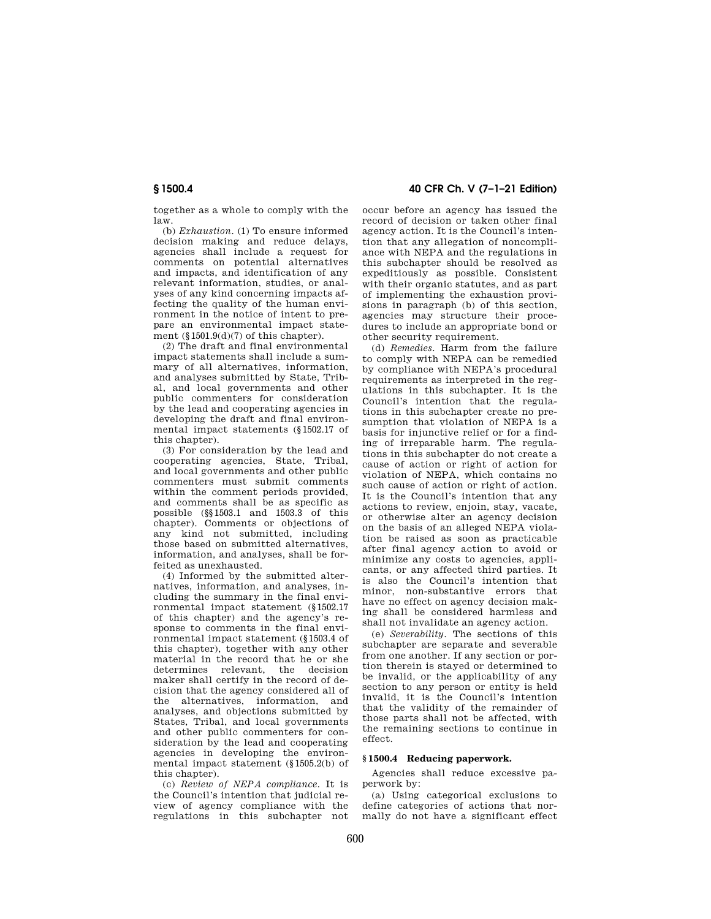together as a whole to comply with the law.

(b) *Exhaustion.* (1) To ensure informed decision making and reduce delays, agencies shall include a request for comments on potential alternatives and impacts, and identification of any relevant information, studies, or analyses of any kind concerning impacts affecting the quality of the human environment in the notice of intent to prepare an environmental impact statement (§1501.9(d)(7) of this chapter).

(2) The draft and final environmental impact statements shall include a summary of all alternatives, information, and analyses submitted by State, Tribal, and local governments and other public commenters for consideration by the lead and cooperating agencies in developing the draft and final environmental impact statements (§1502.17 of this chapter).

(3) For consideration by the lead and cooperating agencies, State, Tribal, and local governments and other public commenters must submit comments within the comment periods provided, and comments shall be as specific as possible (§§1503.1 and 1503.3 of this chapter). Comments or objections of any kind not submitted, including those based on submitted alternatives, information, and analyses, shall be forfeited as unexhausted.

(4) Informed by the submitted alternatives, information, and analyses, including the summary in the final environmental impact statement (§1502.17 of this chapter) and the agency's response to comments in the final environmental impact statement (§1503.4 of this chapter), together with any other material in the record that he or she determines relevant, the decision maker shall certify in the record of decision that the agency considered all of the alternatives, information, and analyses, and objections submitted by States, Tribal, and local governments and other public commenters for consideration by the lead and cooperating agencies in developing the environmental impact statement (§1505.2(b) of this chapter).

(c) *Review of NEPA compliance.* It is the Council's intention that judicial review of agency compliance with the regulations in this subchapter not occur before an agency has issued the record of decision or taken other final agency action. It is the Council's intention that any allegation of noncompliance with NEPA and the regulations in this subchapter should be resolved as expeditiously as possible. Consistent with their organic statutes, and as part of implementing the exhaustion provisions in paragraph (b) of this section, agencies may structure their procedures to include an appropriate bond or other security requirement.

(d) *Remedies.* Harm from the failure to comply with NEPA can be remedied by compliance with NEPA's procedural requirements as interpreted in the regulations in this subchapter. It is the Council's intention that the regulations in this subchapter create no presumption that violation of NEPA is a basis for injunctive relief or for a finding of irreparable harm. The regulations in this subchapter do not create a cause of action or right of action for violation of NEPA, which contains no such cause of action or right of action. It is the Council's intention that any actions to review, enjoin, stay, vacate, or otherwise alter an agency decision on the basis of an alleged NEPA violation be raised as soon as practicable after final agency action to avoid or minimize any costs to agencies, applicants, or any affected third parties. It is also the Council's intention that minor, non-substantive errors that have no effect on agency decision making shall be considered harmless and shall not invalidate an agency action.

(e) *Severability.* The sections of this subchapter are separate and severable from one another. If any section or portion therein is stayed or determined to be invalid, or the applicability of any section to any person or entity is held invalid, it is the Council's intention that the validity of the remainder of those parts shall not be affected, with the remaining sections to continue in effect.

### § 1500.4 Reducing paperwork.

Agencies shall reduce excessive paperwork by:

(a) Using categorical exclusions to define categories of actions that normally do not have a significant effect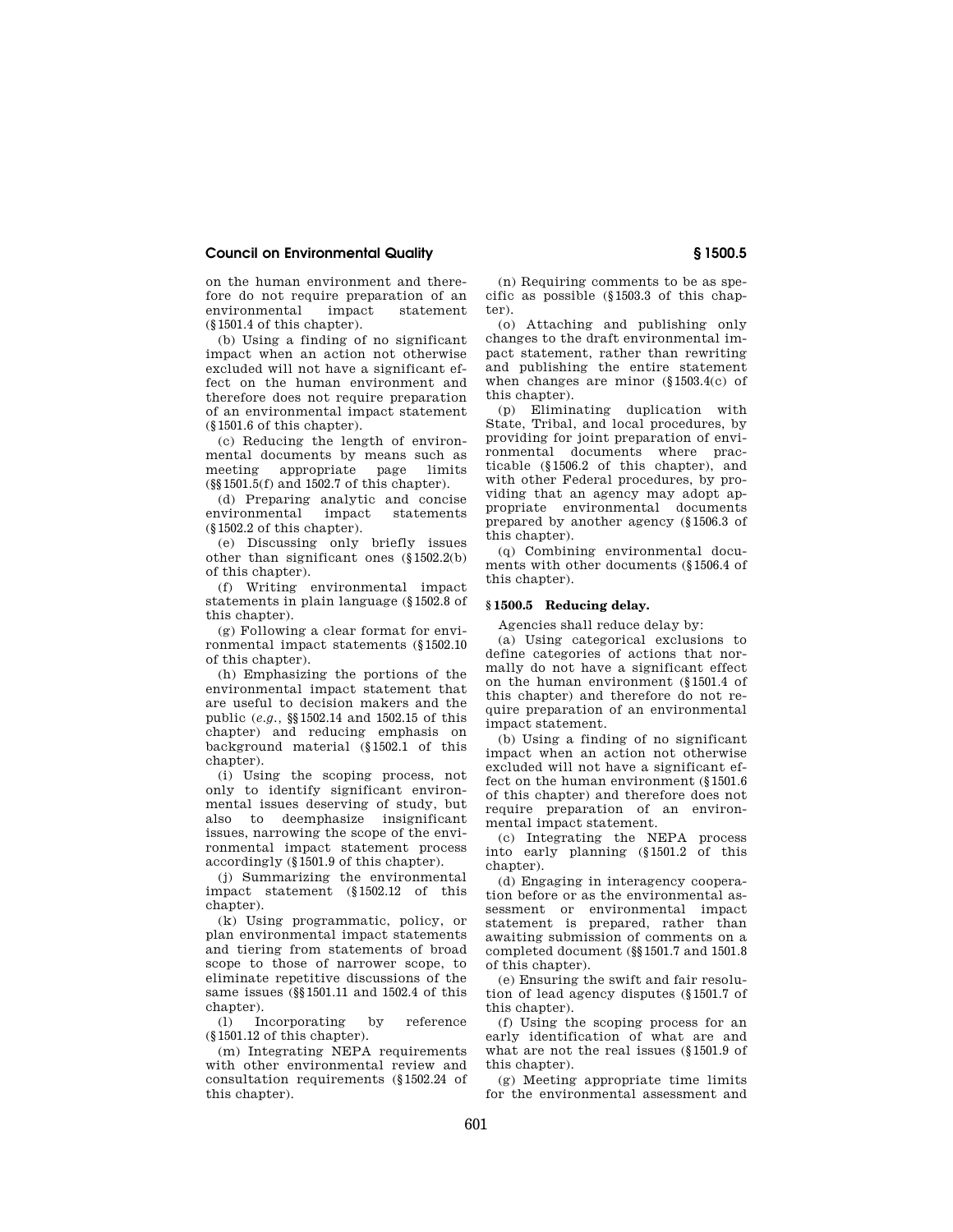on the human environment and therefore do not require preparation of an environmental impact statement (§1501.4 of this chapter).

(b) Using a finding of no significant impact when an action not otherwise excluded will not have a significant effect on the human environment and therefore does not require preparation of an environmental impact statement (§1501.6 of this chapter).

(c) Reducing the length of environmental documents by means such as meeting appropriate page limits (§§1501.5(f) and 1502.7 of this chapter).

(d) Preparing analytic and concise environmental impact statements (§1502.2 of this chapter).

(e) Discussing only briefly issues other than significant ones (§1502.2(b) of this chapter).

(f) Writing environmental impact statements in plain language (§1502.8 of this chapter).

(g) Following a clear format for environmental impact statements (§1502.10 of this chapter).

(h) Emphasizing the portions of the environmental impact statement that are useful to decision makers and the public (*e.g.*, §§1502.14 and 1502.15 of this chapter) and reducing emphasis on background material (§1502.1 of this chapter).

(i) Using the scoping process, not only to identify significant environmental issues deserving of study, but also to deemphasize insignificant issues, narrowing the scope of the environmental impact statement process accordingly (§1501.9 of this chapter).

(j) Summarizing the environmental impact statement (§1502.12 of this chapter).

(k) Using programmatic, policy, or plan environmental impact statements and tiering from statements of broad scope to those of narrower scope, to eliminate repetitive discussions of the same issues (§§1501.11 and 1502.4 of this chapter).

(l) Incorporating by reference (§1501.12 of this chapter).

(m) Integrating NEPA requirements with other environmental review and consultation requirements (§1502.24 of this chapter).

(n) Requiring comments to be as specific as possible (§1503.3 of this chapter).

(o) Attaching and publishing only changes to the draft environmental impact statement, rather than rewriting and publishing the entire statement when changes are minor (§1503.4(c) of this chapter).

(p) Eliminating duplication with State, Tribal, and local procedures, by providing for joint preparation of environmental documents where practicable (§1506.2 of this chapter), and with other Federal procedures, by providing that an agency may adopt appropriate environmental documents prepared by another agency (§1506.3 of this chapter).

(q) Combining environmental documents with other documents (§1506.4 of this chapter).

## §1500.5 Reducing delay.

Agencies shall reduce delay by:

(a) Using categorical exclusions to define categories of actions that normally do not have a significant effect on the human environment (§1501.4 of this chapter) and therefore do not require preparation of an environmental impact statement.

(b) Using a finding of no significant impact when an action not otherwise excluded will not have a significant effect on the human environment (§1501.6 of this chapter) and therefore does not require preparation of an environmental impact statement.

(c) Integrating the NEPA process into early planning (§1501.2 of this chapter).

(d) Engaging in interagency cooperation before or as the environmental assessment or environmental impact statement is prepared, rather than awaiting submission of comments on a completed document (§§1501.7 and 1501.8 of this chapter).

(e) Ensuring the swift and fair resolution of lead agency disputes (§1501.7 of this chapter).

(f) Using the scoping process for an early identification of what are and what are not the real issues (§1501.9 of this chapter).

(g) Meeting appropriate time limits for the environmental assessment and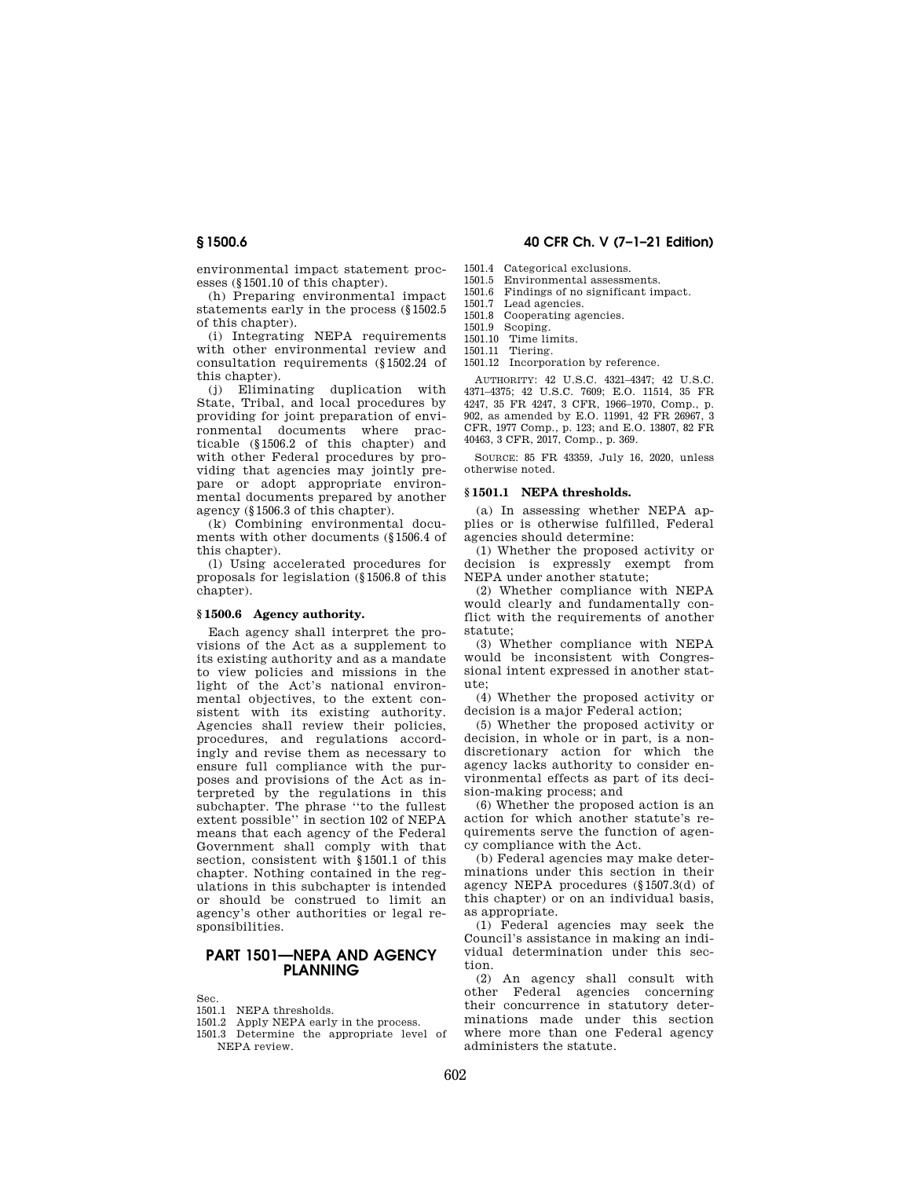environmental impact statement processes (§1501.10 of this chapter).

(h) Preparing environmental impact statements early in the process (§1502.5 of this chapter).

(i) Integrating NEPA requirements with other environmental review and consultation requirements (§1502.24 of this chapter).

(j) Eliminating duplication with State, Tribal, and local procedures by providing for joint preparation of environmental documents where practicable (§1506.2 of this chapter) and with other Federal procedures by providing that agencies may jointly prepare or adopt appropriate environmental documents prepared by another agency (§1506.3 of this chapter).

(k) Combining environmental documents with other documents (§1506.4 of this chapter).

(l) Using accelerated procedures for proposals for legislation (§1506.8 of this chapter).

### § 1500.6 Agency authority.

Each agency shall interpret the provisions of the Act as a supplement to its existing authority and as a mandate to view policies and missions in the light of the Act's national environmental objectives, to the extent consistent with its existing authority. Agencies shall review their policies, procedures, and regulations accordingly and revise them as necessary to ensure full compliance with the purposes and provisions of the Act as interpreted by the regulations in this subchapter. The phrase ''to the fullest extent possible'' in section 102 of NEPA means that each agency of the Federal Government shall comply with that section, consistent with §1501.1 of this chapter. Nothing contained in the regulations in this subchapter is intended or should be construed to limit an agency's other authorities or legal responsibilities.

## PART 1501—NEPA AND AGENCY PLANNING

Sec.
1501.1 NEPA thresholds.
1501.2 Apply NEPA early in the process.
1501.3 Determine the appropriate level of NEPA review.
1501.4 Categorical exclusions.
1501.5 Environmental assessments.
1501.6 Findings of no significant impact.
1501.7 Lead agencies.
1501.8 Cooperating agencies.
1501.9 Scoping.
1501.10 Time limits.
1501.11 Tiering.
1501.12 Incorporation by reference.

AUTHORITY: 42 U.S.C. 4321–4347; 42 U.S.C. 4371–4375; 42 U.S.C. 7609; E.O. 11514, 35 FR 4247, 35 FR 4247, 3 CFR, 1966–1970, Comp., p. 902, as amended by E.O. 11991, 42 FR 26967, 3 CFR, 1977 Comp., p. 123; and E.O. 13807, 82 FR 40463, 3 CFR, 2017, Comp., p. 369.

SOURCE: 85 FR 43359, July 16, 2020, unless otherwise noted.

### § 1501.1 NEPA thresholds.

(a) In assessing whether NEPA applies or is otherwise fulfilled, Federal agencies should determine:

(1) Whether the proposed activity or decision is expressly exempt from NEPA under another statute;

(2) Whether compliance with NEPA would clearly and fundamentally conflict with the requirements of another statute;

(3) Whether compliance with NEPA would be inconsistent with Congressional intent expressed in another statute;

(4) Whether the proposed activity or decision is a major Federal action;

(5) Whether the proposed activity or decision, in whole or in part, is a non-discretionary action for which the agency lacks authority to consider environmental effects as part of its decision-making process; and

(6) Whether the proposed action is an action for which another statute's requirements serve the function of agency compliance with the Act.

(b) Federal agencies may make determinations under this section in their agency NEPA procedures (§1507.3(d) of this chapter) or on an individual basis, as appropriate.

(1) Federal agencies may seek the Council's assistance in making an individual determination under this section.

(2) An agency shall consult with other Federal agencies concerning their concurrence in statutory determinations made under this section where more than one Federal agency administers the statute.